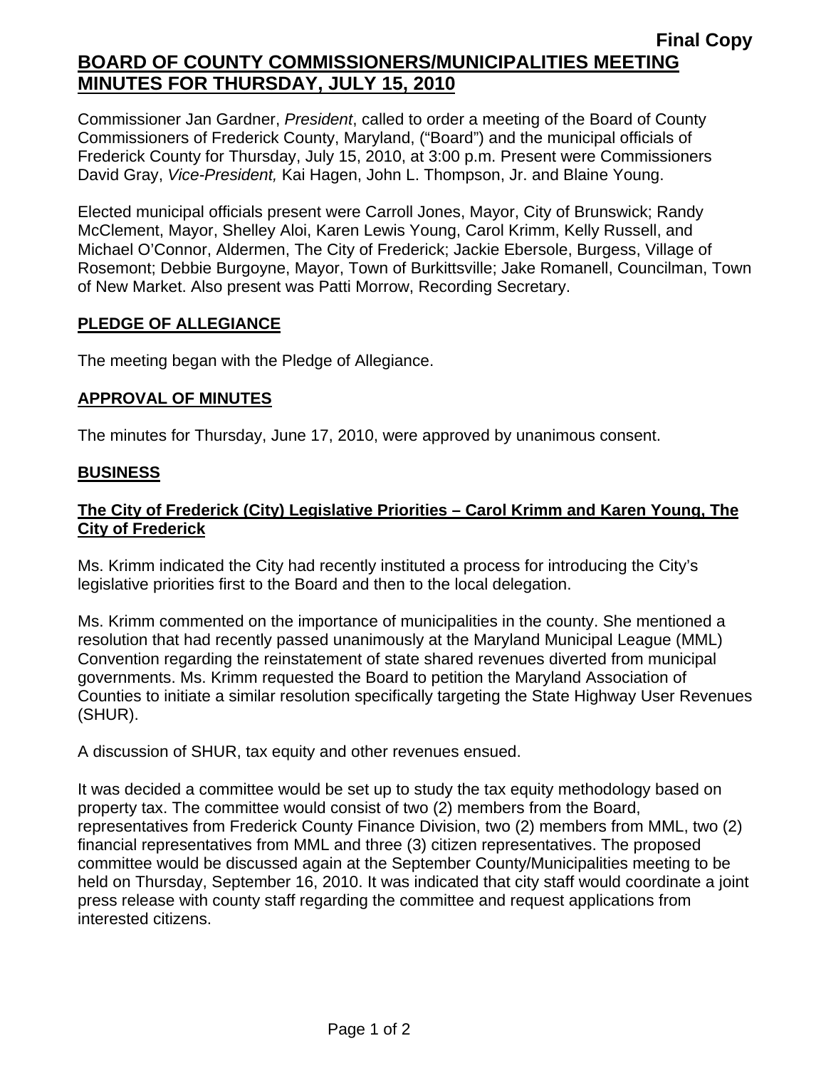**Final Copy**

# BOARD OF COUNTY COMMISSIONERS/MUNICIPALITIES MEETING MINUTES FOR THURSDAY, JULY 15, 2010

Commissioner Jan Gardner, *President*, called to order a meeting of the Board of County Commissioners of Frederick County, Maryland, ("Board") and the municipal officials of Frederick County for Thursday, July 15, 2010, at 3:00 p.m. Present were Commissioners David Gray, *Vice-President,* Kai Hagen, John L. Thompson, Jr. and Blaine Young.

Elected municipal officials present were Carroll Jones, Mayor, City of Brunswick; Randy McClement, Mayor, Shelley Aloi, Karen Lewis Young, Carol Krimm, Kelly Russell, and Michael O'Connor, Aldermen, The City of Frederick; Jackie Ebersole, Burgess, Village of Rosemont; Debbie Burgoyne, Mayor, Town of Burkittsville; Jake Romanell, Councilman, Town of New Market. Also present was Patti Morrow, Recording Secretary.

## PLEDGE OF ALLEGIANCE

The meeting began with the Pledge of Allegiance.

## APPROVAL OF MINUTES

The minutes for Thursday, June 17, 2010, were approved by unanimous consent.

## BUSINESS

### The City of Frederick (City) Legislative Priorities – Carol Krimm and Karen Young, The City of Frederick

Ms. Krimm indicated the City had recently instituted a process for introducing the City's legislative priorities first to the Board and then to the local delegation.

Ms. Krimm commented on the importance of municipalities in the county. She mentioned a resolution that had recently passed unanimously at the Maryland Municipal League (MML) Convention regarding the reinstatement of state shared revenues diverted from municipal governments. Ms. Krimm requested the Board to petition the Maryland Association of Counties to initiate a similar resolution specifically targeting the State Highway User Revenues (SHUR).

A discussion of SHUR, tax equity and other revenues ensued.

It was decided a committee would be set up to study the tax equity methodology based on property tax. The committee would consist of two (2) members from the Board, representatives from Frederick County Finance Division, two (2) members from MML, two (2) financial representatives from MML and three (3) citizen representatives. The proposed committee would be discussed again at the September County/Municipalities meeting to be held on Thursday, September 16, 2010. It was indicated that city staff would coordinate a joint press release with county staff regarding the committee and request applications from interested citizens.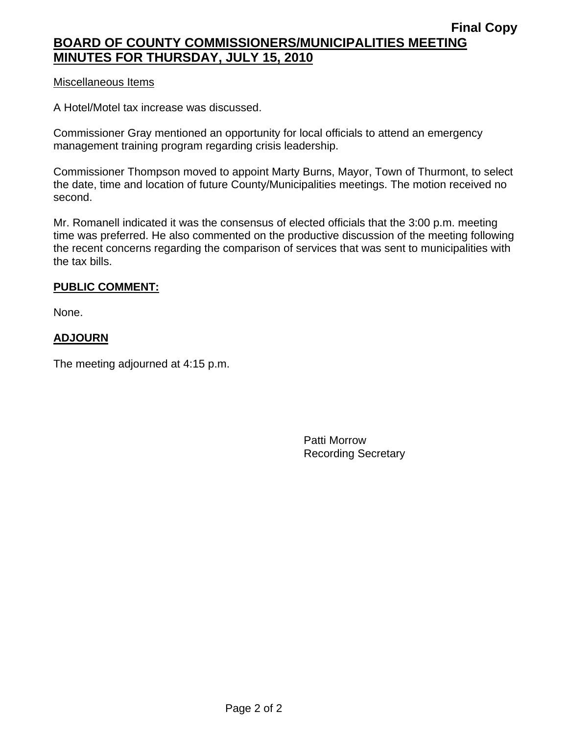Final Copy

# BOARD OF COUNTY COMMISSIONERS/MUNICIPALITIES MEETING MINUTES FOR THURSDAY, JULY 15, 2010

Miscellaneous Items

A Hotel/Motel tax increase was discussed.

Commissioner Gray mentioned an opportunity for local officials to attend an emergency management training program regarding crisis leadership.

Commissioner Thompson moved to appoint Marty Burns, Mayor, Town of Thurmont, to select the date, time and location of future County/Municipalities meetings. The motion received no second.

Mr. Romanell indicated it was the consensus of elected officials that the 3:00 p.m. meeting time was preferred. He also commented on the productive discussion of the meeting following the recent concerns regarding the comparison of services that was sent to municipalities with the tax bills.

## PUBLIC COMMENT:

None.

## ADJOURN

The meeting adjourned at 4:15 p.m.

Patti Morrow
Recording Secretary